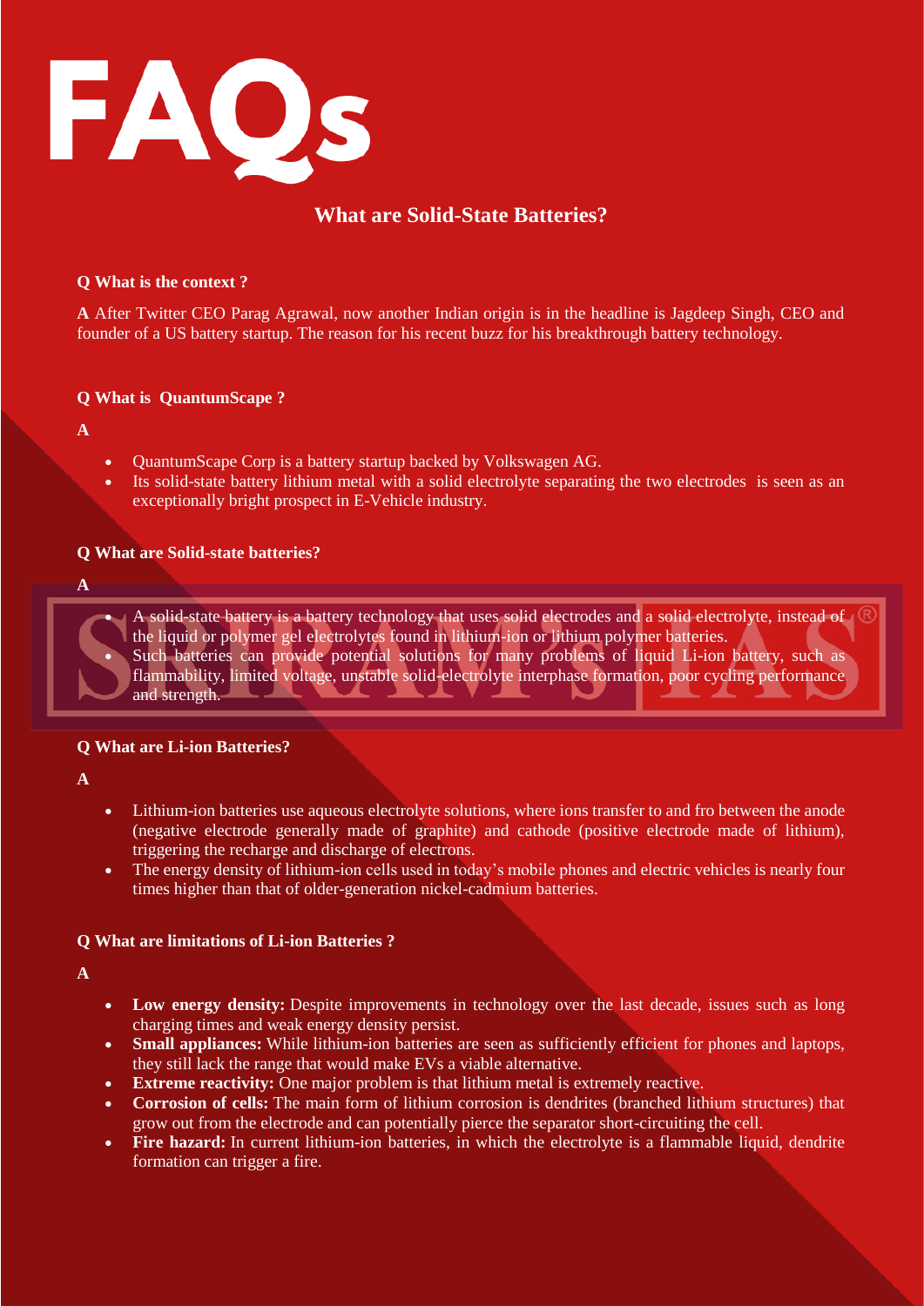# FAQs

## What are Solid-State Batteries?

**Q What is the context ?**

**A** After Twitter CEO Parag Agrawal, now another Indian origin is in the headline is Jagdeep Singh, CEO and founder of a US battery startup. The reason for his recent buzz for his breakthrough battery technology.

**Q What is QuantumScape ?**

**A**

- QuantumScape Corp is a battery startup backed by Volkswagen AG.
- Its solid-state battery lithium metal with a solid electrolyte separating the two electrodes is seen as an exceptionally bright prospect in E-Vehicle industry.

**Q What are Solid-state batteries?**

**A**

- A solid-state battery is a battery technology that uses solid electrodes and a solid electrolyte, instead of the liquid or polymer gel electrolytes found in lithium-ion or lithium polymer batteries.
- Such batteries can provide potential solutions for many problems of liquid Li-ion battery, such as flammability, limited voltage, unstable solid-electrolyte interphase formation, poor cycling performance and strength.

**Q What are Li-ion Batteries?**

**A**

- Lithium-ion batteries use aqueous electrolyte solutions, where ions transfer to and fro between the anode (negative electrode generally made of graphite) and cathode (positive electrode made of lithium), triggering the recharge and discharge of electrons.
- The energy density of lithium-ion cells used in today's mobile phones and electric vehicles is nearly four times higher than that of older-generation nickel-cadmium batteries.

**Q What are limitations of Li-ion Batteries ?**

**A**

- **Low energy density:** Despite improvements in technology over the last decade, issues such as long charging times and weak energy density persist.
- **Small appliances:** While lithium-ion batteries are seen as sufficiently efficient for phones and laptops, they still lack the range that would make EVs a viable alternative.
- **Extreme reactivity:** One major problem is that lithium metal is extremely reactive.
- **Corrosion of cells:** The main form of lithium corrosion is dendrites (branched lithium structures) that grow out from the electrode and can potentially pierce the separator short-circuiting the cell.
- **Fire hazard:** In current lithium-ion batteries, in which the electrolyte is a flammable liquid, dendrite formation can trigger a fire.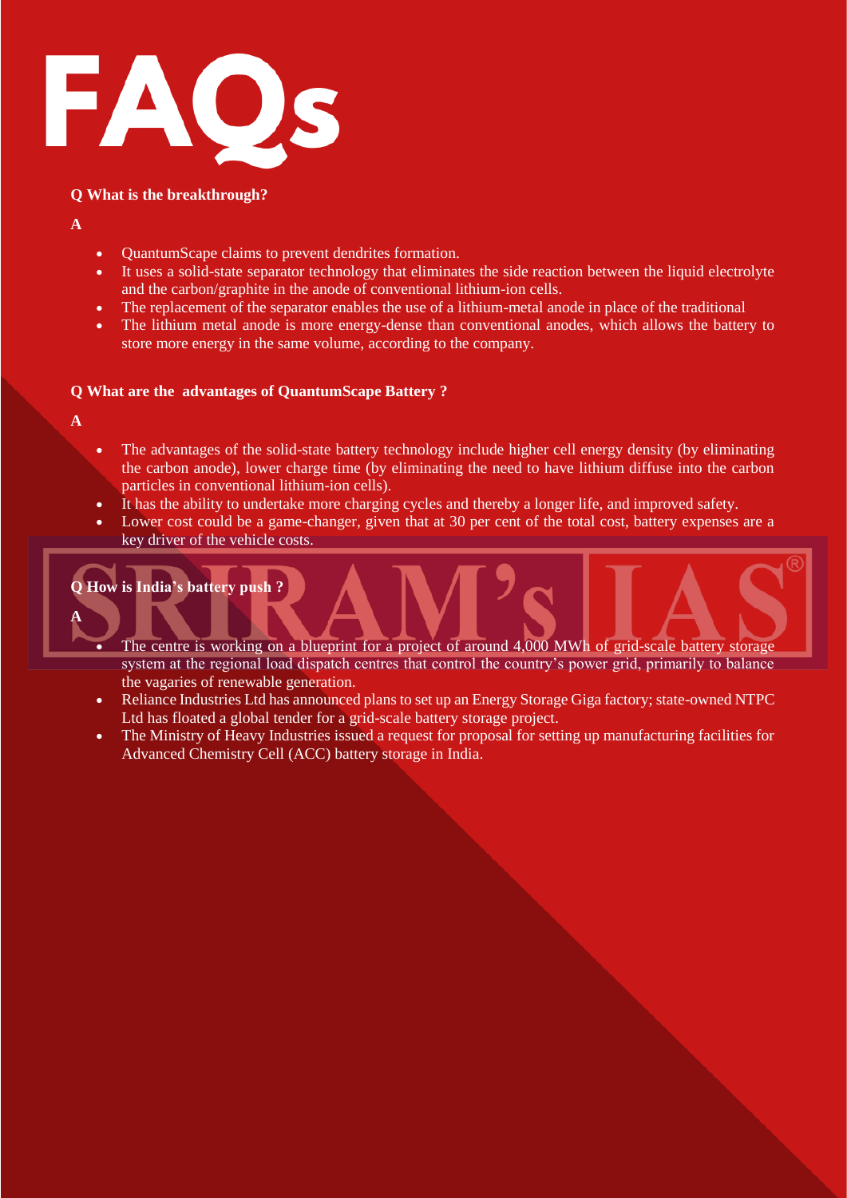# FAQs

**Q What is the breakthrough?**

**A**

- QuantumScape claims to prevent dendrites formation.
- It uses a solid-state separator technology that eliminates the side reaction between the liquid electrolyte and the carbon/graphite in the anode of conventional lithium-ion cells.
- The replacement of the separator enables the use of a lithium-metal anode in place of the traditional
- The lithium metal anode is more energy-dense than conventional anodes, which allows the battery to store more energy in the same volume, according to the company.

**Q What are the advantages of QuantumScape Battery ?**

**A**

- The advantages of the solid-state battery technology include higher cell energy density (by eliminating the carbon anode), lower charge time (by eliminating the need to have lithium diffuse into the carbon particles in conventional lithium-ion cells).
- It has the ability to undertake more charging cycles and thereby a longer life, and improved safety.
- Lower cost could be a game-changer, given that at 30 per cent of the total cost, battery expenses are a key driver of the vehicle costs.

**Q How is India's battery push ?**

**A**

- The centre is working on a blueprint for a project of around 4,000 MWh of grid-scale battery storage system at the regional load dispatch centres that control the country's power grid, primarily to balance the vagaries of renewable generation.
- Reliance Industries Ltd has announced plans to set up an Energy Storage Giga factory; state-owned NTPC Ltd has floated a global tender for a grid-scale battery storage project.
- The Ministry of Heavy Industries issued a request for proposal for setting up manufacturing facilities for Advanced Chemistry Cell (ACC) battery storage in India.